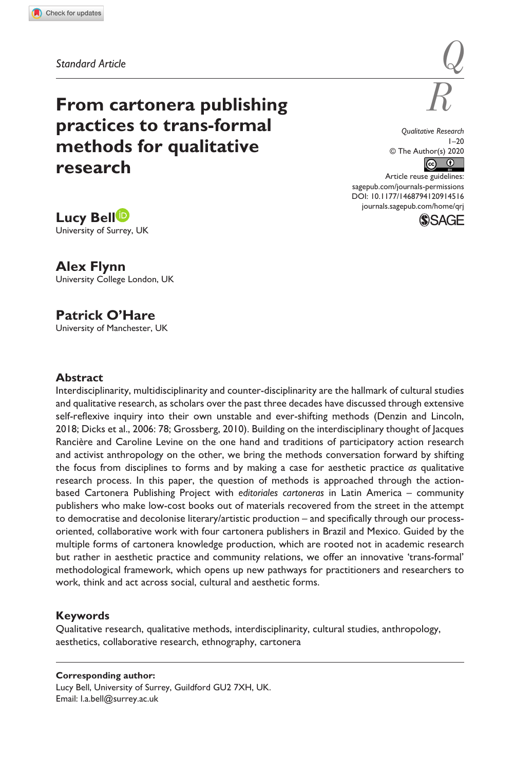Standard Article

# From cartonera publishing practices to trans-formal methods for qualitative research

Qualitative Research
© The Author(s) 2020
Article reuse guidelines:
sagepub.com/journals-permissions
DOI: 10.1177/1468794120914516
journals.sagepub.com/home/qrj

**Lucy Bell**
University of Surrey, UK

**Alex Flynn**
University College London, UK

**Patrick O'Hare**
University of Manchester, UK

## Abstract

Interdisciplinarity, multidisciplinarity and counter-disciplinarity are the hallmark of cultural studies and qualitative research, as scholars over the past three decades have discussed through extensive self-reflexive inquiry into their own unstable and ever-shifting methods (Denzin and Lincoln, 2018; Dicks et al., 2006: 78; Grossberg, 2010). Building on the interdisciplinary thought of Jacques Rancière and Caroline Levine on the one hand and traditions of participatory action research and activist anthropology on the other, we bring the methods conversation forward by shifting the focus from disciplines to forms and by making a case for aesthetic practice *as* qualitative research process. In this paper, the question of methods is approached through the action-based Cartonera Publishing Project with *editoriales cartoneras* in Latin America – community publishers who make low-cost books out of materials recovered from the street in the attempt to democratise and decolonise literary/artistic production – and specifically through our process-oriented, collaborative work with four cartonera publishers in Brazil and Mexico. Guided by the multiple forms of cartonera knowledge production, which are rooted not in academic research but rather in aesthetic practice and community relations, we offer an innovative 'trans-formal' methodological framework, which opens up new pathways for practitioners and researchers to work, think and act across social, cultural and aesthetic forms.

## Keywords

Qualitative research, qualitative methods, interdisciplinarity, cultural studies, anthropology, aesthetics, collaborative research, ethnography, cartonera

**Corresponding author:**
Lucy Bell, University of Surrey, Guildford GU2 7XH, UK.
Email: l.a.bell@surrey.ac.uk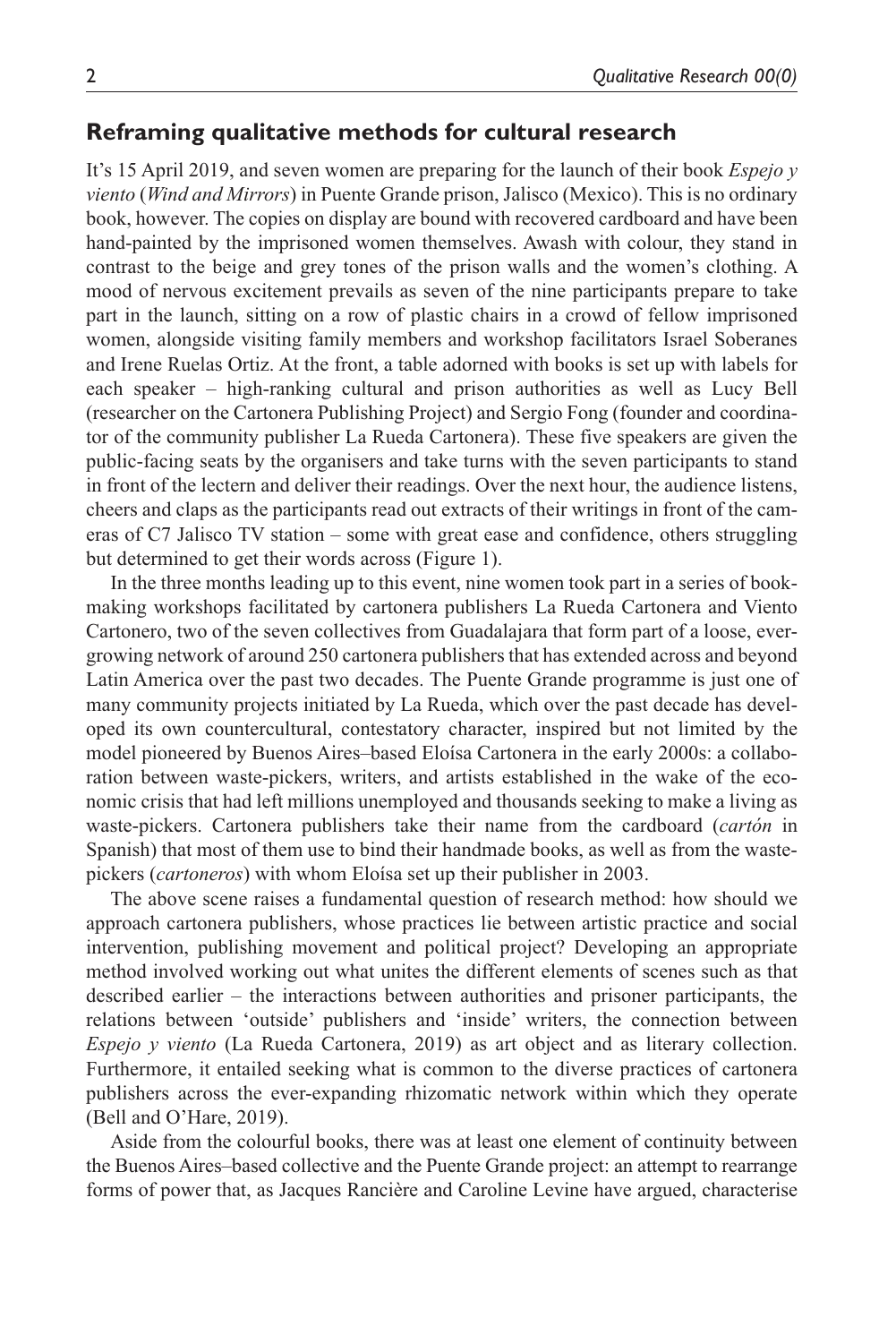## Reframing qualitative methods for cultural research

It's 15 April 2019, and seven women are preparing for the launch of their book *Espejo y viento* (*Wind and Mirrors*) in Puente Grande prison, Jalisco (Mexico). This is no ordinary book, however. The copies on display are bound with recovered cardboard and have been hand-painted by the imprisoned women themselves. Awash with colour, they stand in contrast to the beige and grey tones of the prison walls and the women's clothing. A mood of nervous excitement prevails as seven of the nine participants prepare to take part in the launch, sitting on a row of plastic chairs in a crowd of fellow imprisoned women, alongside visiting family members and workshop facilitators Israel Soberanes and Irene Ruelas Ortiz. At the front, a table adorned with books is set up with labels for each speaker – high-ranking cultural and prison authorities as well as Lucy Bell (researcher on the Cartonera Publishing Project) and Sergio Fong (founder and coordinator of the community publisher La Rueda Cartonera). These five speakers are given the public-facing seats by the organisers and take turns with the seven participants to stand in front of the lectern and deliver their readings. Over the next hour, the audience listens, cheers and claps as the participants read out extracts of their writings in front of the cameras of C7 Jalisco TV station – some with great ease and confidence, others struggling but determined to get their words across (Figure 1).

In the three months leading up to this event, nine women took part in a series of book-making workshops facilitated by cartonera publishers La Rueda Cartonera and Viento Cartonero, two of the seven collectives from Guadalajara that form part of a loose, ever-growing network of around 250 cartonera publishers that has extended across and beyond Latin America over the past two decades. The Puente Grande programme is just one of many community projects initiated by La Rueda, which over the past decade has developed its own countercultural, contestatory character, inspired but not limited by the model pioneered by Buenos Aires–based Eloísa Cartonera in the early 2000s: a collaboration between waste-pickers, writers, and artists established in the wake of the economic crisis that had left millions unemployed and thousands seeking to make a living as waste-pickers. Cartonera publishers take their name from the cardboard (*cartón* in Spanish) that most of them use to bind their handmade books, as well as from the waste-pickers (*cartoneros*) with whom Eloísa set up their publisher in 2003.

The above scene raises a fundamental question of research method: how should we approach cartonera publishers, whose practices lie between artistic practice and social intervention, publishing movement and political project? Developing an appropriate method involved working out what unites the different elements of scenes such as that described earlier – the interactions between authorities and prisoner participants, the relations between 'outside' publishers and 'inside' writers, the connection between *Espejo y viento* (La Rueda Cartonera, 2019) as art object and as literary collection. Furthermore, it entailed seeking what is common to the diverse practices of cartonera publishers across the ever-expanding rhizomatic network within which they operate (Bell and O'Hare, 2019).

Aside from the colourful books, there was at least one element of continuity between the Buenos Aires–based collective and the Puente Grande project: an attempt to rearrange forms of power that, as Jacques Rancière and Caroline Levine have argued, characterise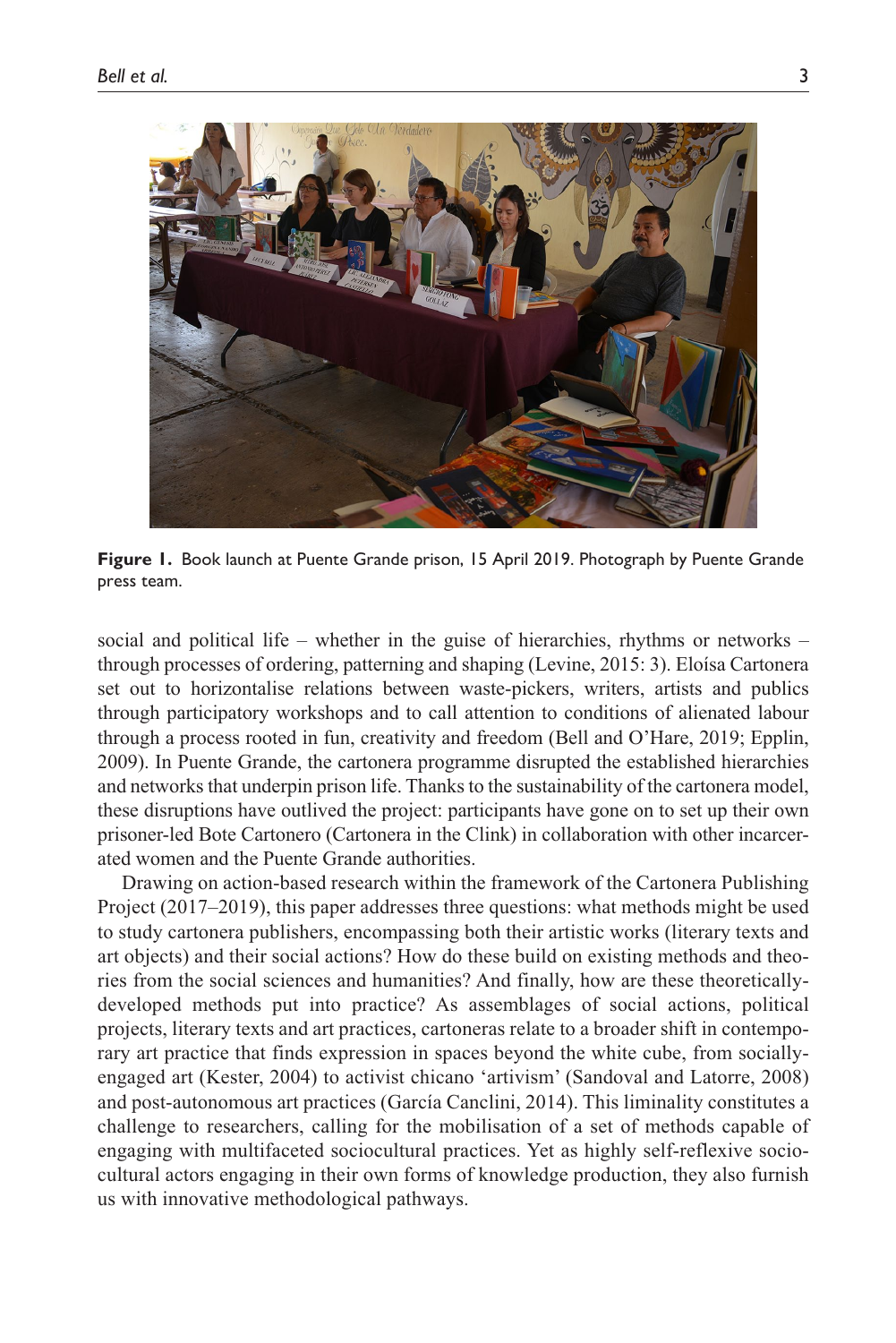**Figure 1.** Book launch at Puente Grande prison, 15 April 2019. Photograph by Puente Grande press team.

social and political life – whether in the guise of hierarchies, rhythms or networks – through processes of ordering, patterning and shaping (Levine, 2015: 3). Eloísa Cartonera set out to horizontalise relations between waste-pickers, writers, artists and publics through participatory workshops and to call attention to conditions of alienated labour through a process rooted in fun, creativity and freedom (Bell and O'Hare, 2019; Epplin, 2009). In Puente Grande, the cartonera programme disrupted the established hierarchies and networks that underpin prison life. Thanks to the sustainability of the cartonera model, these disruptions have outlived the project: participants have gone on to set up their own prisoner-led Bote Cartonero (Cartonera in the Clink) in collaboration with other incarcerated women and the Puente Grande authorities.

Drawing on action-based research within the framework of the Cartonera Publishing Project (2017–2019), this paper addresses three questions: what methods might be used to study cartonera publishers, encompassing both their artistic works (literary texts and art objects) and their social actions? How do these build on existing methods and theories from the social sciences and humanities? And finally, how are these theoretically-developed methods put into practice? As assemblages of social actions, political projects, literary texts and art practices, cartoneras relate to a broader shift in contemporary art practice that finds expression in spaces beyond the white cube, from socially-engaged art (Kester, 2004) to activist chicano 'artivism' (Sandoval and Latorre, 2008) and post-autonomous art practices (García Canclini, 2014). This liminality constitutes a challenge to researchers, calling for the mobilisation of a set of methods capable of engaging with multifaceted sociocultural practices. Yet as highly self-reflexive sociocultural actors engaging in their own forms of knowledge production, they also furnish us with innovative methodological pathways.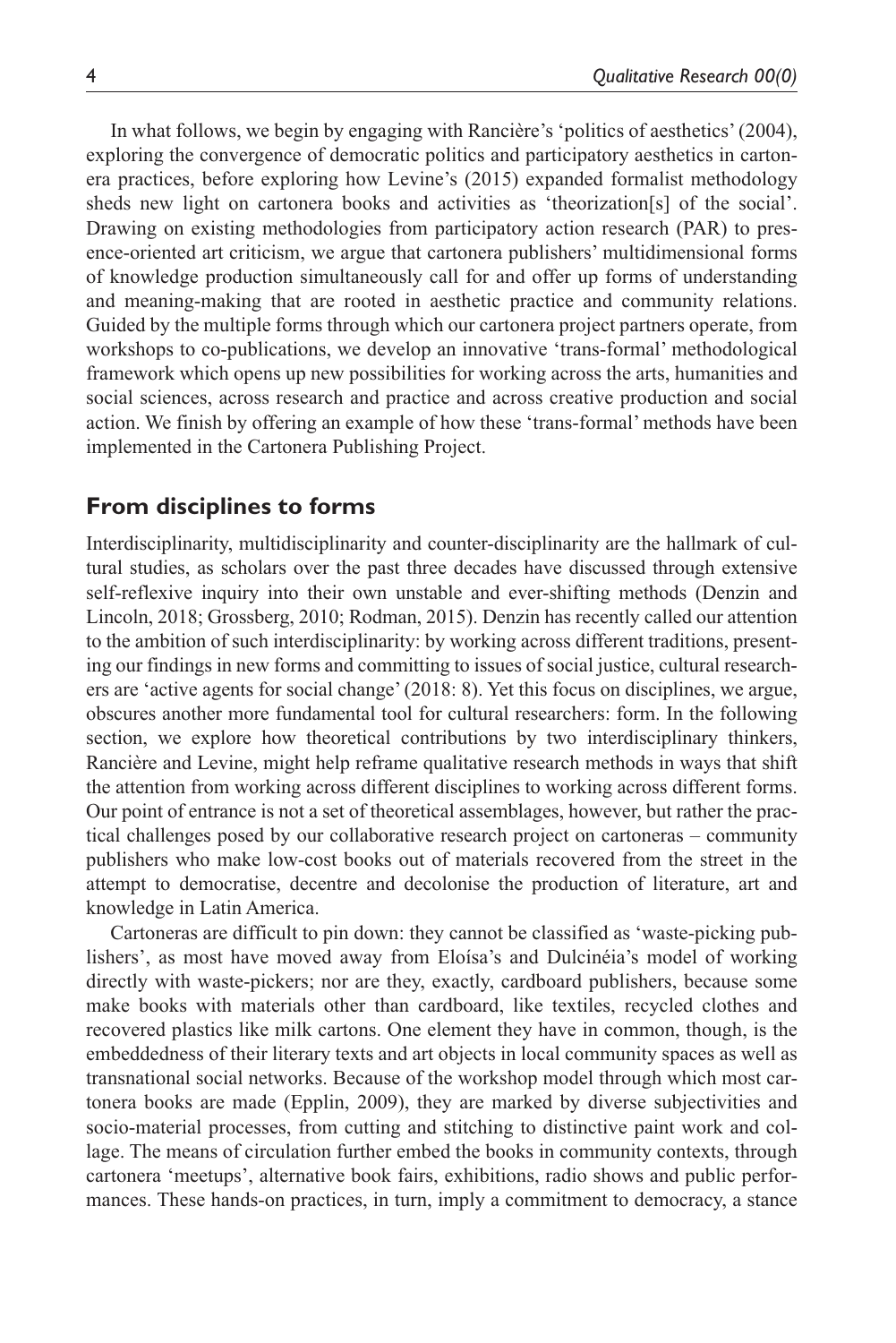In what follows, we begin by engaging with Rancière's 'politics of aesthetics' (2004), exploring the convergence of democratic politics and participatory aesthetics in cartonera practices, before exploring how Levine's (2015) expanded formalist methodology sheds new light on cartonera books and activities as 'theorization[s] of the social'. Drawing on existing methodologies from participatory action research (PAR) to presence-oriented art criticism, we argue that cartonera publishers' multidimensional forms of knowledge production simultaneously call for and offer up forms of understanding and meaning-making that are rooted in aesthetic practice and community relations. Guided by the multiple forms through which our cartonera project partners operate, from workshops to co-publications, we develop an innovative 'trans-formal' methodological framework which opens up new possibilities for working across the arts, humanities and social sciences, across research and practice and across creative production and social action. We finish by offering an example of how these 'trans-formal' methods have been implemented in the Cartonera Publishing Project.

## From disciplines to forms

Interdisciplinarity, multidisciplinarity and counter-disciplinarity are the hallmark of cultural studies, as scholars over the past three decades have discussed through extensive self-reflexive inquiry into their own unstable and ever-shifting methods (Denzin and Lincoln, 2018; Grossberg, 2010; Rodman, 2015). Denzin has recently called our attention to the ambition of such interdisciplinarity: by working across different traditions, presenting our findings in new forms and committing to issues of social justice, cultural researchers are 'active agents for social change' (2018: 8). Yet this focus on disciplines, we argue, obscures another more fundamental tool for cultural researchers: form. In the following section, we explore how theoretical contributions by two interdisciplinary thinkers, Rancière and Levine, might help reframe qualitative research methods in ways that shift the attention from working across different disciplines to working across different forms. Our point of entrance is not a set of theoretical assemblages, however, but rather the practical challenges posed by our collaborative research project on cartoneras – community publishers who make low-cost books out of materials recovered from the street in the attempt to democratise, decentre and decolonise the production of literature, art and knowledge in Latin America.

Cartoneras are difficult to pin down: they cannot be classified as 'waste-picking publishers', as most have moved away from Eloísa's and Dulcinéia's model of working directly with waste-pickers; nor are they, exactly, cardboard publishers, because some make books with materials other than cardboard, like textiles, recycled clothes and recovered plastics like milk cartons. One element they have in common, though, is the embeddedness of their literary texts and art objects in local community spaces as well as transnational social networks. Because of the workshop model through which most cartonera books are made (Epplin, 2009), they are marked by diverse subjectivities and socio-material processes, from cutting and stitching to distinctive paint work and collage. The means of circulation further embed the books in community contexts, through cartonera 'meetups', alternative book fairs, exhibitions, radio shows and public performances. These hands-on practices, in turn, imply a commitment to democracy, a stance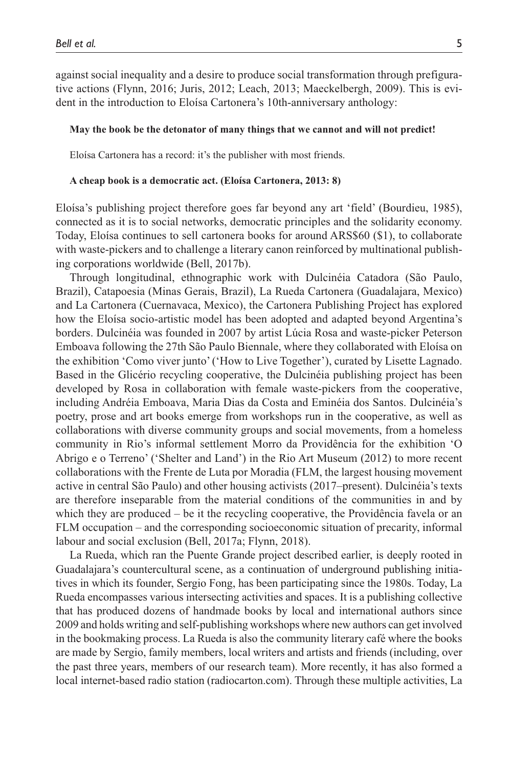against social inequality and a desire to produce social transformation through prefigurative actions (Flynn, 2016; Juris, 2012; Leach, 2013; Maeckelbergh, 2009). This is evident in the introduction to Eloísa Cartonera's 10th-anniversary anthology:

> **May the book be the detonator of many things that we cannot and will not predict!**
>
> Eloísa Cartonera has a record: it's the publisher with most friends.
>
> **A cheap book is a democratic act. (Eloísa Cartonera, 2013: 8)**

Eloísa's publishing project therefore goes far beyond any art 'field' (Bourdieu, 1985), connected as it is to social networks, democratic principles and the solidarity economy. Today, Eloísa continues to sell cartonera books for around ARS$60 ($1), to collaborate with waste-pickers and to challenge a literary canon reinforced by multinational publishing corporations worldwide (Bell, 2017b).

Through longitudinal, ethnographic work with Dulcinéia Catadora (São Paulo, Brazil), Catapoesia (Minas Gerais, Brazil), La Rueda Cartonera (Guadalajara, Mexico) and La Cartonera (Cuernavaca, Mexico), the Cartonera Publishing Project has explored how the Eloísa socio-artistic model has been adopted and adapted beyond Argentina's borders. Dulcinéia was founded in 2007 by artist Lúcia Rosa and waste-picker Peterson Emboava following the 27th São Paulo Biennale, where they collaborated with Eloísa on the exhibition 'Como viver junto' ('How to Live Together'), curated by Lisette Lagnado. Based in the Glicério recycling cooperative, the Dulcinéia publishing project has been developed by Rosa in collaboration with female waste-pickers from the cooperative, including Andréia Emboava, Maria Dias da Costa and Eminéia dos Santos. Dulcinéia's poetry, prose and art books emerge from workshops run in the cooperative, as well as collaborations with diverse community groups and social movements, from a homeless community in Rio's informal settlement Morro da Providência for the exhibition 'O Abrigo e o Terreno' ('Shelter and Land') in the Rio Art Museum (2012) to more recent collaborations with the Frente de Luta por Moradia (FLM, the largest housing movement active in central São Paulo) and other housing activists (2017–present). Dulcinéia's texts are therefore inseparable from the material conditions of the communities in and by which they are produced – be it the recycling cooperative, the Providência favela or an FLM occupation – and the corresponding socioeconomic situation of precarity, informal labour and social exclusion (Bell, 2017a; Flynn, 2018).

La Rueda, which ran the Puente Grande project described earlier, is deeply rooted in Guadalajara's countercultural scene, as a continuation of underground publishing initiatives in which its founder, Sergio Fong, has been participating since the 1980s. Today, La Rueda encompasses various intersecting activities and spaces. It is a publishing collective that has produced dozens of handmade books by local and international authors since 2009 and holds writing and self-publishing workshops where new authors can get involved in the bookmaking process. La Rueda is also the community literary café where the books are made by Sergio, family members, local writers and artists and friends (including, over the past three years, members of our research team). More recently, it has also formed a local internet-based radio station (radiocarton.com). Through these multiple activities, La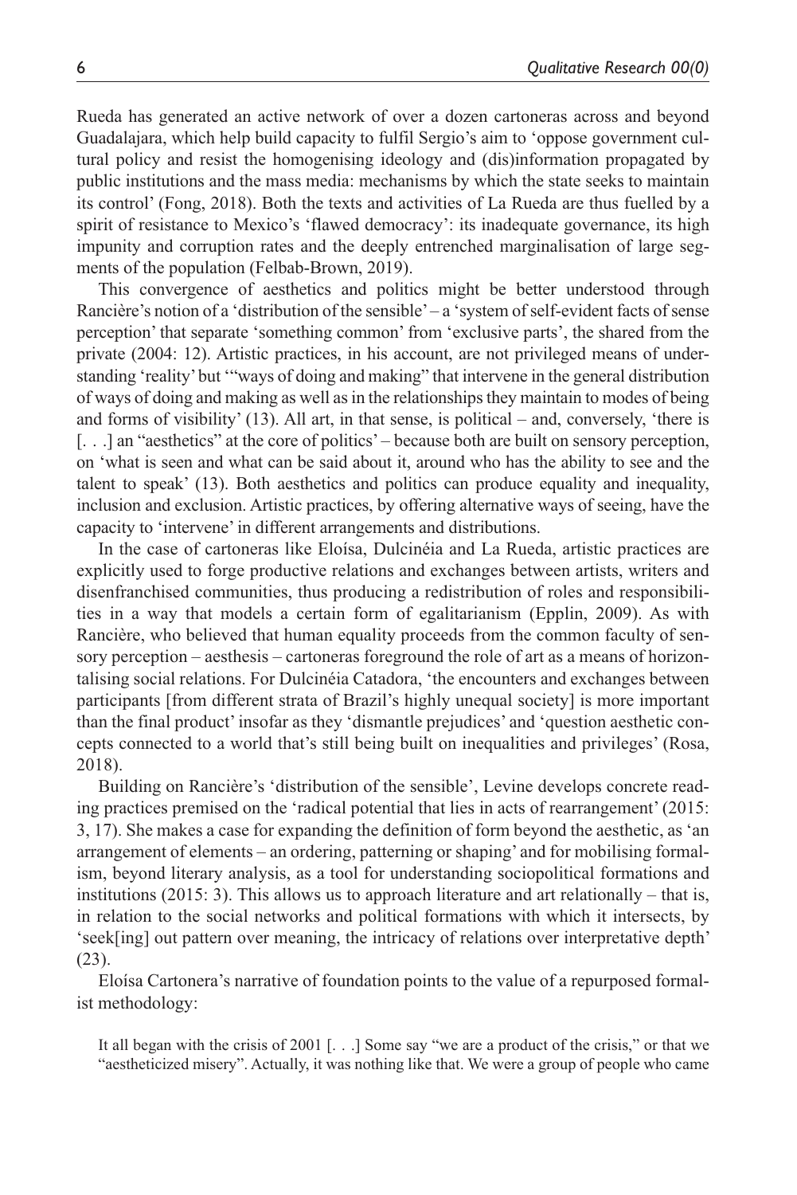Rueda has generated an active network of over a dozen cartoneras across and beyond Guadalajara, which help build capacity to fulfil Sergio's aim to 'oppose government cultural policy and resist the homogenising ideology and (dis)information propagated by public institutions and the mass media: mechanisms by which the state seeks to maintain its control' (Fong, 2018). Both the texts and activities of La Rueda are thus fuelled by a spirit of resistance to Mexico's 'flawed democracy': its inadequate governance, its high impunity and corruption rates and the deeply entrenched marginalisation of large segments of the population (Felbab-Brown, 2019).

This convergence of aesthetics and politics might be better understood through Rancière's notion of a 'distribution of the sensible' – a 'system of self-evident facts of sense perception' that separate 'something common' from 'exclusive parts', the shared from the private (2004: 12). Artistic practices, in his account, are not privileged means of understanding 'reality' but '"ways of doing and making" that intervene in the general distribution of ways of doing and making as well as in the relationships they maintain to modes of being and forms of visibility' (13). All art, in that sense, is political – and, conversely, 'there is [. . .] an "aesthetics" at the core of politics' – because both are built on sensory perception, on 'what is seen and what can be said about it, around who has the ability to see and the talent to speak' (13). Both aesthetics and politics can produce equality and inequality, inclusion and exclusion. Artistic practices, by offering alternative ways of seeing, have the capacity to 'intervene' in different arrangements and distributions.

In the case of cartoneras like Eloísa, Dulcinéia and La Rueda, artistic practices are explicitly used to forge productive relations and exchanges between artists, writers and disenfranchised communities, thus producing a redistribution of roles and responsibilities in a way that models a certain form of egalitarianism (Epplin, 2009). As with Rancière, who believed that human equality proceeds from the common faculty of sensory perception – aesthesis – cartoneras foreground the role of art as a means of horizontalising social relations. For Dulcinéia Catadora, 'the encounters and exchanges between participants [from different strata of Brazil's highly unequal society] is more important than the final product' insofar as they 'dismantle prejudices' and 'question aesthetic concepts connected to a world that's still being built on inequalities and privileges' (Rosa, 2018).

Building on Rancière's 'distribution of the sensible', Levine develops concrete reading practices premised on the 'radical potential that lies in acts of rearrangement' (2015: 3, 17). She makes a case for expanding the definition of form beyond the aesthetic, as 'an arrangement of elements – an ordering, patterning or shaping' and for mobilising formalism, beyond literary analysis, as a tool for understanding sociopolitical formations and institutions (2015: 3). This allows us to approach literature and art relationally – that is, in relation to the social networks and political formations with which it intersects, by 'seek[ing] out pattern over meaning, the intricacy of relations over interpretative depth' (23).

Eloísa Cartonera's narrative of foundation points to the value of a repurposed formalist methodology:

> It all began with the crisis of 2001 [. . .] Some say "we are a product of the crisis," or that we "aestheticized misery". Actually, it was nothing like that. We were a group of people who came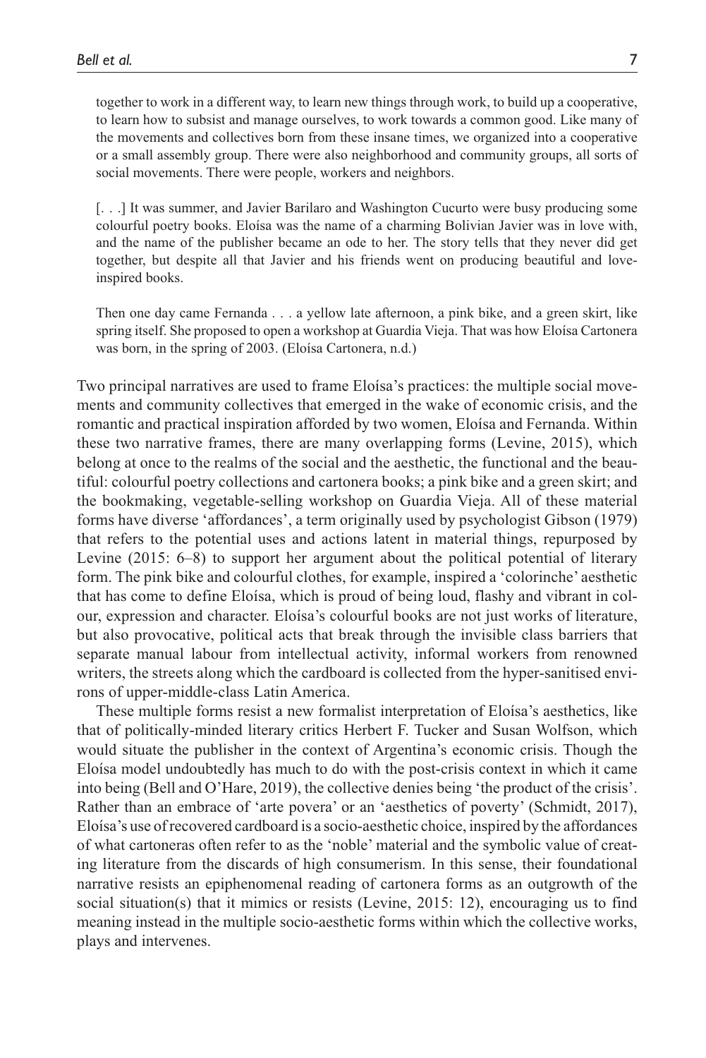> together to work in a different way, to learn new things through work, to build up a cooperative, to learn how to subsist and manage ourselves, to work towards a common good. Like many of the movements and collectives born from these insane times, we organized into a cooperative or a small assembly group. There were also neighborhood and community groups, all sorts of social movements. There were people, workers and neighbors.
>
> [. . .] It was summer, and Javier Barilaro and Washington Cucurto were busy producing some colourful poetry books. Eloísa was the name of a charming Bolivian Javier was in love with, and the name of the publisher became an ode to her. The story tells that they never did get together, but despite all that Javier and his friends went on producing beautiful and love-inspired books.
>
> Then one day came Fernanda . . . a yellow late afternoon, a pink bike, and a green skirt, like spring itself. She proposed to open a workshop at Guardia Vieja. That was how Eloísa Cartonera was born, in the spring of 2003. (Eloísa Cartonera, n.d.)

Two principal narratives are used to frame Eloísa's practices: the multiple social movements and community collectives that emerged in the wake of economic crisis, and the romantic and practical inspiration afforded by two women, Eloísa and Fernanda. Within these two narrative frames, there are many overlapping forms (Levine, 2015), which belong at once to the realms of the social and the aesthetic, the functional and the beautiful: colourful poetry collections and cartonera books; a pink bike and a green skirt; and the bookmaking, vegetable-selling workshop on Guardia Vieja. All of these material forms have diverse 'affordances', a term originally used by psychologist Gibson (1979) that refers to the potential uses and actions latent in material things, repurposed by Levine (2015: 6–8) to support her argument about the political potential of literary form. The pink bike and colourful clothes, for example, inspired a 'colorinche' aesthetic that has come to define Eloísa, which is proud of being loud, flashy and vibrant in colour, expression and character. Eloísa's colourful books are not just works of literature, but also provocative, political acts that break through the invisible class barriers that separate manual labour from intellectual activity, informal workers from renowned writers, the streets along which the cardboard is collected from the hyper-sanitised environs of upper-middle-class Latin America.

These multiple forms resist a new formalist interpretation of Eloísa's aesthetics, like that of politically-minded literary critics Herbert F. Tucker and Susan Wolfson, which would situate the publisher in the context of Argentina's economic crisis. Though the Eloísa model undoubtedly has much to do with the post-crisis context in which it came into being (Bell and O'Hare, 2019), the collective denies being 'the product of the crisis'. Rather than an embrace of 'arte povera' or an 'aesthetics of poverty' (Schmidt, 2017), Eloísa's use of recovered cardboard is a socio-aesthetic choice, inspired by the affordances of what cartoneras often refer to as the 'noble' material and the symbolic value of creating literature from the discards of high consumerism. In this sense, their foundational narrative resists an epiphenomenal reading of cartonera forms as an outgrowth of the social situation(s) that it mimics or resists (Levine, 2015: 12), encouraging us to find meaning instead in the multiple socio-aesthetic forms within which the collective works, plays and intervenes.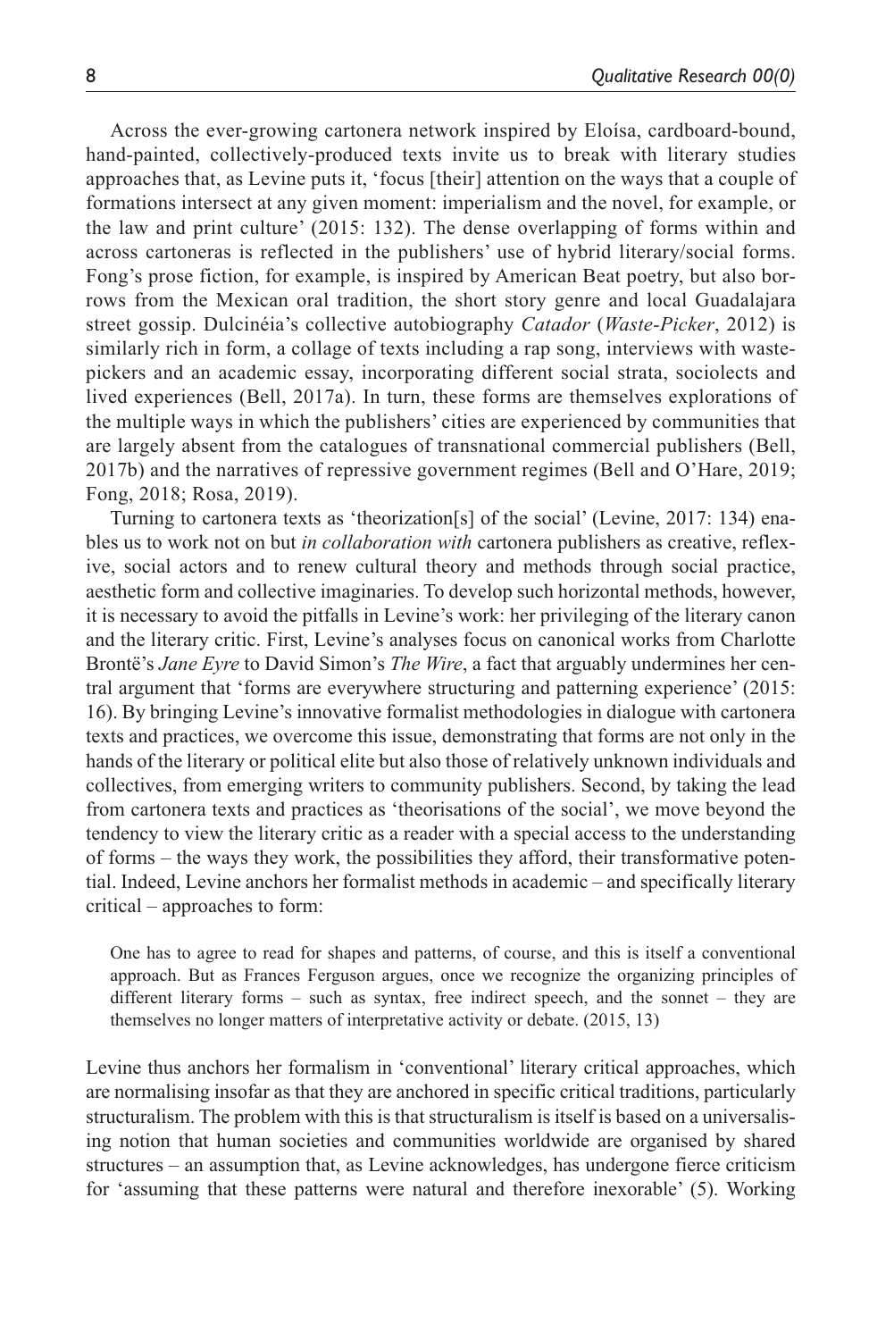Across the ever-growing cartonera network inspired by Eloísa, cardboard-bound, hand-painted, collectively-produced texts invite us to break with literary studies approaches that, as Levine puts it, 'focus [their] attention on the ways that a couple of formations intersect at any given moment: imperialism and the novel, for example, or the law and print culture' (2015: 132). The dense overlapping of forms within and across cartoneras is reflected in the publishers' use of hybrid literary/social forms. Fong's prose fiction, for example, is inspired by American Beat poetry, but also borrows from the Mexican oral tradition, the short story genre and local Guadalajara street gossip. Dulcinéia's collective autobiography *Catador* (*Waste-Picker*, 2012) is similarly rich in form, a collage of texts including a rap song, interviews with waste-pickers and an academic essay, incorporating different social strata, sociolects and lived experiences (Bell, 2017a). In turn, these forms are themselves explorations of the multiple ways in which the publishers' cities are experienced by communities that are largely absent from the catalogues of transnational commercial publishers (Bell, 2017b) and the narratives of repressive government regimes (Bell and O'Hare, 2019; Fong, 2018; Rosa, 2019).

Turning to cartonera texts as 'theorization[s] of the social' (Levine, 2017: 134) enables us to work not on but *in collaboration with* cartonera publishers as creative, reflexive, social actors and to renew cultural theory and methods through social practice, aesthetic form and collective imaginaries. To develop such horizontal methods, however, it is necessary to avoid the pitfalls in Levine's work: her privileging of the literary canon and the literary critic. First, Levine's analyses focus on canonical works from Charlotte Brontë's *Jane Eyre* to David Simon's *The Wire*, a fact that arguably undermines her central argument that 'forms are everywhere structuring and patterning experience' (2015: 16). By bringing Levine's innovative formalist methodologies in dialogue with cartonera texts and practices, we overcome this issue, demonstrating that forms are not only in the hands of the literary or political elite but also those of relatively unknown individuals and collectives, from emerging writers to community publishers. Second, by taking the lead from cartonera texts and practices as 'theorisations of the social', we move beyond the tendency to view the literary critic as a reader with a special access to the understanding of forms – the ways they work, the possibilities they afford, their transformative potential. Indeed, Levine anchors her formalist methods in academic – and specifically literary critical – approaches to form:

> One has to agree to read for shapes and patterns, of course, and this is itself a conventional approach. But as Frances Ferguson argues, once we recognize the organizing principles of different literary forms – such as syntax, free indirect speech, and the sonnet – they are themselves no longer matters of interpretative activity or debate. (2015, 13)

Levine thus anchors her formalism in 'conventional' literary critical approaches, which are normalising insofar as that they are anchored in specific critical traditions, particularly structuralism. The problem with this is that structuralism is itself is based on a universalising notion that human societies and communities worldwide are organised by shared structures – an assumption that, as Levine acknowledges, has undergone fierce criticism for 'assuming that these patterns were natural and therefore inexorable' (5). Working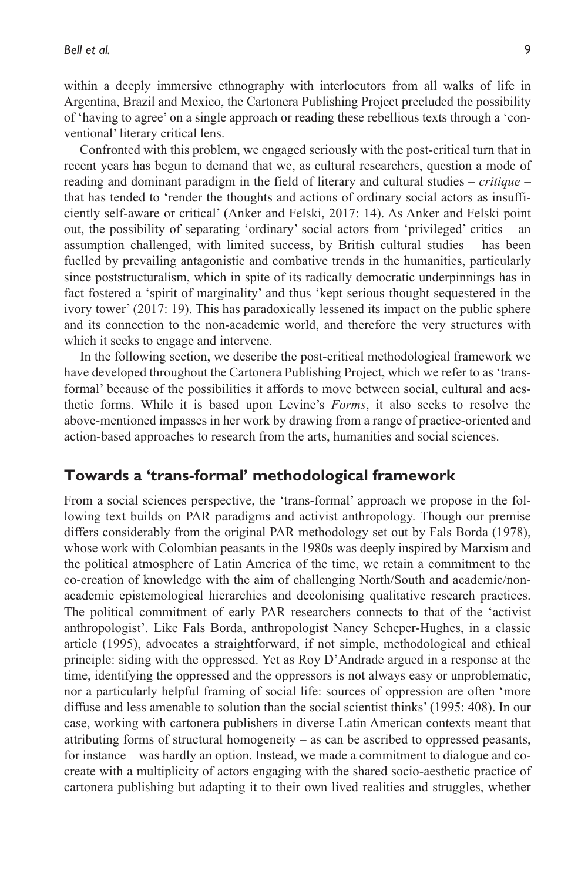within a deeply immersive ethnography with interlocutors from all walks of life in Argentina, Brazil and Mexico, the Cartonera Publishing Project precluded the possibility of 'having to agree' on a single approach or reading these rebellious texts through a 'conventional' literary critical lens.

Confronted with this problem, we engaged seriously with the post-critical turn that in recent years has begun to demand that we, as cultural researchers, question a mode of reading and dominant paradigm in the field of literary and cultural studies – *critique* – that has tended to 'render the thoughts and actions of ordinary social actors as insufficiently self-aware or critical' (Anker and Felski, 2017: 14). As Anker and Felski point out, the possibility of separating 'ordinary' social actors from 'privileged' critics – an assumption challenged, with limited success, by British cultural studies – has been fuelled by prevailing antagonistic and combative trends in the humanities, particularly since poststructuralism, which in spite of its radically democratic underpinnings has in fact fostered a 'spirit of marginality' and thus 'kept serious thought sequestered in the ivory tower' (2017: 19). This has paradoxically lessened its impact on the public sphere and its connection to the non-academic world, and therefore the very structures with which it seeks to engage and intervene.

In the following section, we describe the post-critical methodological framework we have developed throughout the Cartonera Publishing Project, which we refer to as 'trans-formal' because of the possibilities it affords to move between social, cultural and aesthetic forms. While it is based upon Levine's *Forms*, it also seeks to resolve the above-mentioned impasses in her work by drawing from a range of practice-oriented and action-based approaches to research from the arts, humanities and social sciences.

## Towards a 'trans-formal' methodological framework

From a social sciences perspective, the 'trans-formal' approach we propose in the following text builds on PAR paradigms and activist anthropology. Though our premise differs considerably from the original PAR methodology set out by Fals Borda (1978), whose work with Colombian peasants in the 1980s was deeply inspired by Marxism and the political atmosphere of Latin America of the time, we retain a commitment to the co-creation of knowledge with the aim of challenging North/South and academic/non-academic epistemological hierarchies and decolonising qualitative research practices. The political commitment of early PAR researchers connects to that of the 'activist anthropologist'. Like Fals Borda, anthropologist Nancy Scheper-Hughes, in a classic article (1995), advocates a straightforward, if not simple, methodological and ethical principle: siding with the oppressed. Yet as Roy D'Andrade argued in a response at the time, identifying the oppressed and the oppressors is not always easy or unproblematic, nor a particularly helpful framing of social life: sources of oppression are often 'more diffuse and less amenable to solution than the social scientist thinks' (1995: 408). In our case, working with cartonera publishers in diverse Latin American contexts meant that attributing forms of structural homogeneity – as can be ascribed to oppressed peasants, for instance – was hardly an option. Instead, we made a commitment to dialogue and co-create with a multiplicity of actors engaging with the shared socio-aesthetic practice of cartonera publishing but adapting it to their own lived realities and struggles, whether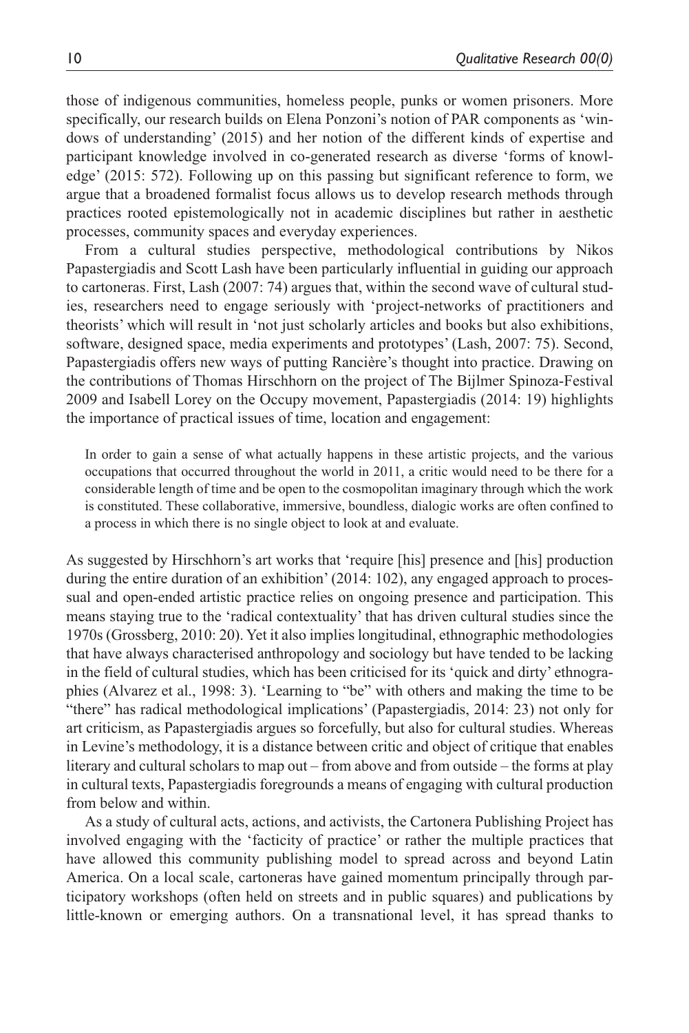those of indigenous communities, homeless people, punks or women prisoners. More specifically, our research builds on Elena Ponzoni's notion of PAR components as 'windows of understanding' (2015) and her notion of the different kinds of expertise and participant knowledge involved in co-generated research as diverse 'forms of knowledge' (2015: 572). Following up on this passing but significant reference to form, we argue that a broadened formalist focus allows us to develop research methods through practices rooted epistemologically not in academic disciplines but rather in aesthetic processes, community spaces and everyday experiences.

From a cultural studies perspective, methodological contributions by Nikos Papastergiadis and Scott Lash have been particularly influential in guiding our approach to cartoneras. First, Lash (2007: 74) argues that, within the second wave of cultural studies, researchers need to engage seriously with 'project-networks of practitioners and theorists' which will result in 'not just scholarly articles and books but also exhibitions, software, designed space, media experiments and prototypes' (Lash, 2007: 75). Second, Papastergiadis offers new ways of putting Rancière's thought into practice. Drawing on the contributions of Thomas Hirschhorn on the project of The Bijlmer Spinoza-Festival 2009 and Isabell Lorey on the Occupy movement, Papastergiadis (2014: 19) highlights the importance of practical issues of time, location and engagement:

> In order to gain a sense of what actually happens in these artistic projects, and the various occupations that occurred throughout the world in 2011, a critic would need to be there for a considerable length of time and be open to the cosmopolitan imaginary through which the work is constituted. These collaborative, immersive, boundless, dialogic works are often confined to a process in which there is no single object to look at and evaluate.

As suggested by Hirschhorn's art works that 'require [his] presence and [his] production during the entire duration of an exhibition' (2014: 102), any engaged approach to processual and open-ended artistic practice relies on ongoing presence and participation. This means staying true to the 'radical contextuality' that has driven cultural studies since the 1970s (Grossberg, 2010: 20). Yet it also implies longitudinal, ethnographic methodologies that have always characterised anthropology and sociology but have tended to be lacking in the field of cultural studies, which has been criticised for its 'quick and dirty' ethnographies (Alvarez et al., 1998: 3). 'Learning to "be" with others and making the time to be "there" has radical methodological implications' (Papastergiadis, 2014: 23) not only for art criticism, as Papastergiadis argues so forcefully, but also for cultural studies. Whereas in Levine's methodology, it is a distance between critic and object of critique that enables literary and cultural scholars to map out – from above and from outside – the forms at play in cultural texts, Papastergiadis foregrounds a means of engaging with cultural production from below and within.

As a study of cultural acts, actions, and activists, the Cartonera Publishing Project has involved engaging with the 'facticity of practice' or rather the multiple practices that have allowed this community publishing model to spread across and beyond Latin America. On a local scale, cartoneras have gained momentum principally through participatory workshops (often held on streets and in public squares) and publications by little-known or emerging authors. On a transnational level, it has spread thanks to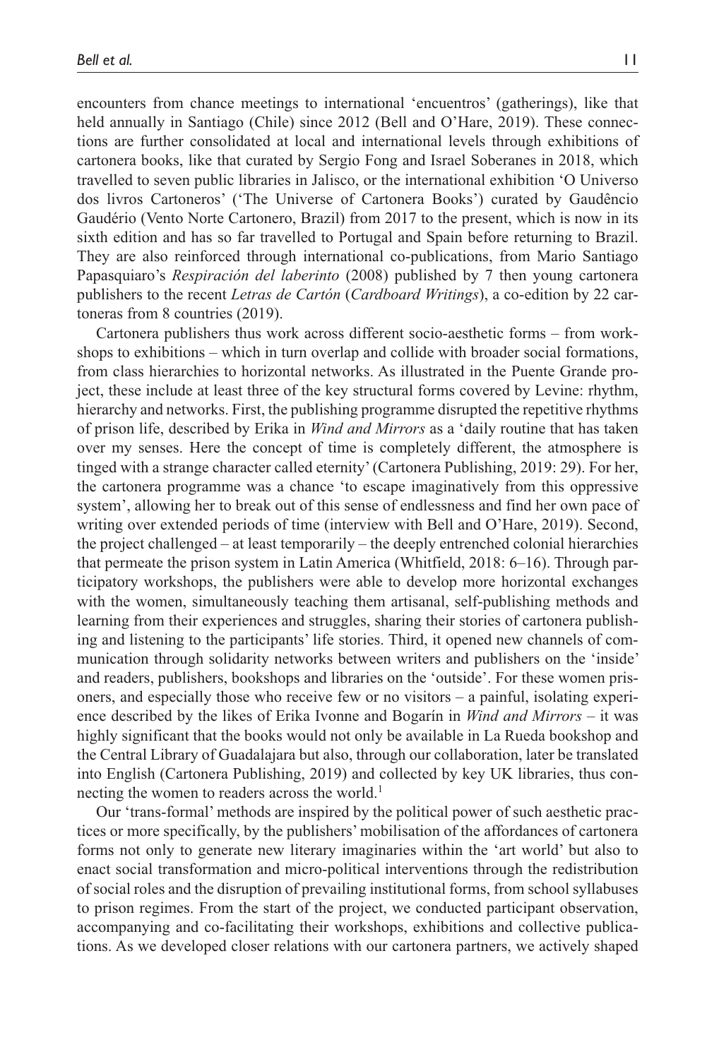encounters from chance meetings to international 'encuentros' (gatherings), like that held annually in Santiago (Chile) since 2012 (Bell and O'Hare, 2019). These connections are further consolidated at local and international levels through exhibitions of cartonera books, like that curated by Sergio Fong and Israel Soberanes in 2018, which travelled to seven public libraries in Jalisco, or the international exhibition 'O Universo dos livros Cartoneros' ('The Universe of Cartonera Books') curated by Gaudêncio Gaudério (Vento Norte Cartonero, Brazil) from 2017 to the present, which is now in its sixth edition and has so far travelled to Portugal and Spain before returning to Brazil. They are also reinforced through international co-publications, from Mario Santiago Papasquiaro's *Respiración del laberinto* (2008) published by 7 then young cartonera publishers to the recent *Letras de Cartón* (*Cardboard Writings*), a co-edition by 22 cartoneras from 8 countries (2019).

Cartonera publishers thus work across different socio-aesthetic forms – from workshops to exhibitions – which in turn overlap and collide with broader social formations, from class hierarchies to horizontal networks. As illustrated in the Puente Grande project, these include at least three of the key structural forms covered by Levine: rhythm, hierarchy and networks. First, the publishing programme disrupted the repetitive rhythms of prison life, described by Erika in *Wind and Mirrors* as a 'daily routine that has taken over my senses. Here the concept of time is completely different, the atmosphere is tinged with a strange character called eternity' (Cartonera Publishing, 2019: 29). For her, the cartonera programme was a chance 'to escape imaginatively from this oppressive system', allowing her to break out of this sense of endlessness and find her own pace of writing over extended periods of time (interview with Bell and O'Hare, 2019). Second, the project challenged – at least temporarily – the deeply entrenched colonial hierarchies that permeate the prison system in Latin America (Whitfield, 2018: 6–16). Through participatory workshops, the publishers were able to develop more horizontal exchanges with the women, simultaneously teaching them artisanal, self-publishing methods and learning from their experiences and struggles, sharing their stories of cartonera publishing and listening to the participants' life stories. Third, it opened new channels of communication through solidarity networks between writers and publishers on the 'inside' and readers, publishers, bookshops and libraries on the 'outside'. For these women prisoners, and especially those who receive few or no visitors – a painful, isolating experience described by the likes of Erika Ivonne and Bogarín in *Wind and Mirrors* – it was highly significant that the books would not only be available in La Rueda bookshop and the Central Library of Guadalajara but also, through our collaboration, later be translated into English (Cartonera Publishing, 2019) and collected by key UK libraries, thus connecting the women to readers across the world.[1]

Our 'trans-formal' methods are inspired by the political power of such aesthetic practices or more specifically, by the publishers' mobilisation of the affordances of cartonera forms not only to generate new literary imaginaries within the 'art world' but also to enact social transformation and micro-political interventions through the redistribution of social roles and the disruption of prevailing institutional forms, from school syllabuses to prison regimes. From the start of the project, we conducted participant observation, accompanying and co-facilitating their workshops, exhibitions and collective publications. As we developed closer relations with our cartonera partners, we actively shaped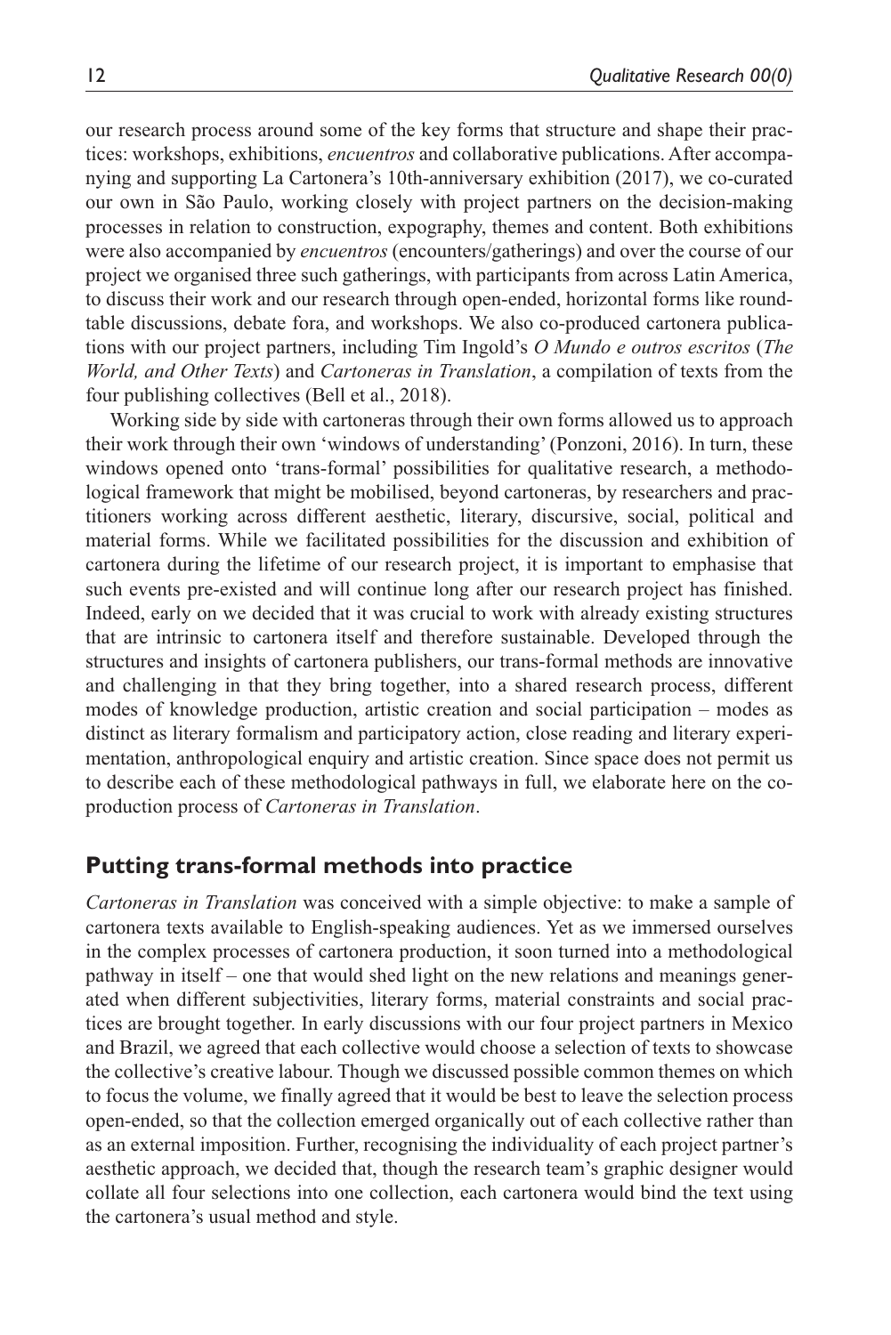our research process around some of the key forms that structure and shape their practices: workshops, exhibitions, *encuentros* and collaborative publications. After accompanying and supporting La Cartonera's 10th-anniversary exhibition (2017), we co-curated our own in São Paulo, working closely with project partners on the decision-making processes in relation to construction, expography, themes and content. Both exhibitions were also accompanied by *encuentros* (encounters/gatherings) and over the course of our project we organised three such gatherings, with participants from across Latin America, to discuss their work and our research through open-ended, horizontal forms like roundtable discussions, debate fora, and workshops. We also co-produced cartonera publications with our project partners, including Tim Ingold's *O Mundo e outros escritos* (*The World, and Other Texts*) and *Cartoneras in Translation*, a compilation of texts from the four publishing collectives (Bell et al., 2018).

Working side by side with cartoneras through their own forms allowed us to approach their work through their own 'windows of understanding' (Ponzoni, 2016). In turn, these windows opened onto 'trans-formal' possibilities for qualitative research, a methodological framework that might be mobilised, beyond cartoneras, by researchers and practitioners working across different aesthetic, literary, discursive, social, political and material forms. While we facilitated possibilities for the discussion and exhibition of cartonera during the lifetime of our research project, it is important to emphasise that such events pre-existed and will continue long after our research project has finished. Indeed, early on we decided that it was crucial to work with already existing structures that are intrinsic to cartonera itself and therefore sustainable. Developed through the structures and insights of cartonera publishers, our trans-formal methods are innovative and challenging in that they bring together, into a shared research process, different modes of knowledge production, artistic creation and social participation – modes as distinct as literary formalism and participatory action, close reading and literary experimentation, anthropological enquiry and artistic creation. Since space does not permit us to describe each of these methodological pathways in full, we elaborate here on the co-production process of *Cartoneras in Translation*.

## Putting trans-formal methods into practice

*Cartoneras in Translation* was conceived with a simple objective: to make a sample of cartonera texts available to English-speaking audiences. Yet as we immersed ourselves in the complex processes of cartonera production, it soon turned into a methodological pathway in itself – one that would shed light on the new relations and meanings generated when different subjectivities, literary forms, material constraints and social practices are brought together. In early discussions with our four project partners in Mexico and Brazil, we agreed that each collective would choose a selection of texts to showcase the collective's creative labour. Though we discussed possible common themes on which to focus the volume, we finally agreed that it would be best to leave the selection process open-ended, so that the collection emerged organically out of each collective rather than as an external imposition. Further, recognising the individuality of each project partner's aesthetic approach, we decided that, though the research team's graphic designer would collate all four selections into one collection, each cartonera would bind the text using the cartonera's usual method and style.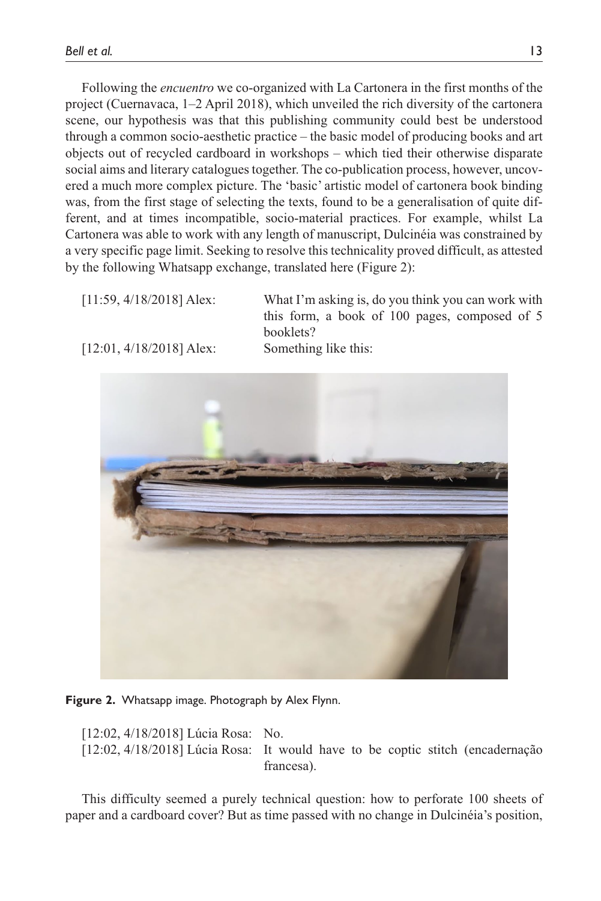Following the *encuentro* we co-organized with La Cartonera in the first months of the project (Cuernavaca, 1–2 April 2018), which unveiled the rich diversity of the cartonera scene, our hypothesis was that this publishing community could best be understood through a common socio-aesthetic practice – the basic model of producing books and art objects out of recycled cardboard in workshops – which tied their otherwise disparate social aims and literary catalogues together. The co-publication process, however, uncovered a much more complex picture. The 'basic' artistic model of cartonera book binding was, from the first stage of selecting the texts, found to be a generalisation of quite different, and at times incompatible, socio-material practices. For example, whilst La Cartonera was able to work with any length of manuscript, Dulcinéia was constrained by a very specific page limit. Seeking to resolve this technicality proved difficult, as attested by the following Whatsapp exchange, translated here (Figure 2):

[11:59, 4/18/2018] Alex: What I'm asking is, do you think you can work with this form, a book of 100 pages, composed of 5 booklets?
[12:01, 4/18/2018] Alex: Something like this:

**Figure 2.** Whatsapp image. Photograph by Alex Flynn.

[12:02, 4/18/2018] Lúcia Rosa: No.
[12:02, 4/18/2018] Lúcia Rosa: It would have to be coptic stitch (encadernação francesa).

This difficulty seemed a purely technical question: how to perforate 100 sheets of paper and a cardboard cover? But as time passed with no change in Dulcinéia's position,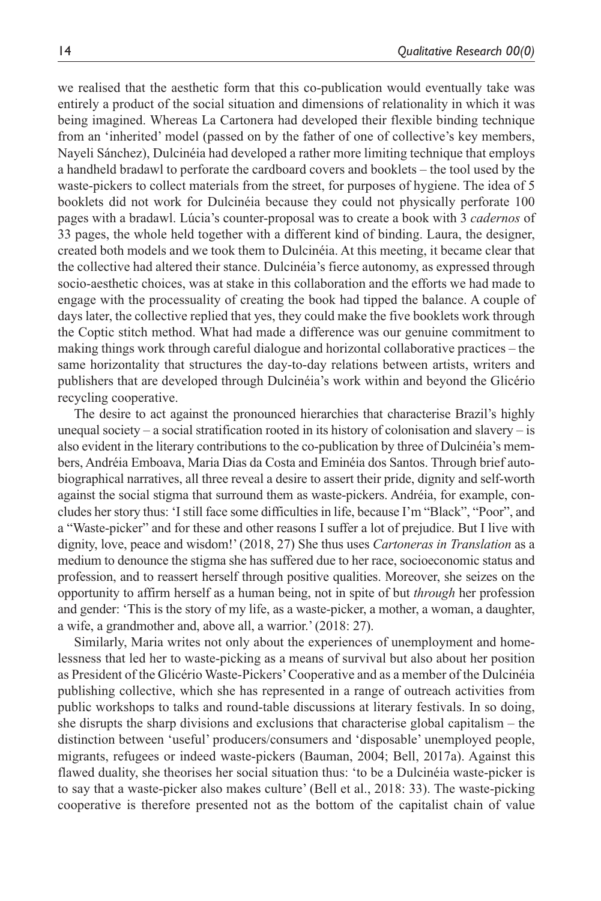we realised that the aesthetic form that this co-publication would eventually take was entirely a product of the social situation and dimensions of relationality in which it was being imagined. Whereas La Cartonera had developed their flexible binding technique from an 'inherited' model (passed on by the father of one of collective's key members, Nayeli Sánchez), Dulcinéia had developed a rather more limiting technique that employs a handheld bradawl to perforate the cardboard covers and booklets – the tool used by the waste-pickers to collect materials from the street, for purposes of hygiene. The idea of 5 booklets did not work for Dulcinéia because they could not physically perforate 100 pages with a bradawl. Lúcia's counter-proposal was to create a book with 3 *cadernos* of 33 pages, the whole held together with a different kind of binding. Laura, the designer, created both models and we took them to Dulcinéia. At this meeting, it became clear that the collective had altered their stance. Dulcinéia's fierce autonomy, as expressed through socio-aesthetic choices, was at stake in this collaboration and the efforts we had made to engage with the processuality of creating the book had tipped the balance. A couple of days later, the collective replied that yes, they could make the five booklets work through the Coptic stitch method. What had made a difference was our genuine commitment to making things work through careful dialogue and horizontal collaborative practices – the same horizontality that structures the day-to-day relations between artists, writers and publishers that are developed through Dulcinéia's work within and beyond the Glicério recycling cooperative.

The desire to act against the pronounced hierarchies that characterise Brazil's highly unequal society – a social stratification rooted in its history of colonisation and slavery – is also evident in the literary contributions to the co-publication by three of Dulcinéia's members, Andréia Emboava, Maria Dias da Costa and Eminéia dos Santos. Through brief autobiographical narratives, all three reveal a desire to assert their pride, dignity and self-worth against the social stigma that surround them as waste-pickers. Andréia, for example, concludes her story thus: 'I still face some difficulties in life, because I'm "Black", "Poor", and a "Waste-picker" and for these and other reasons I suffer a lot of prejudice. But I live with dignity, love, peace and wisdom!' (2018, 27) She thus uses *Cartoneras in Translation* as a medium to denounce the stigma she has suffered due to her race, socioeconomic status and profession, and to reassert herself through positive qualities. Moreover, she seizes on the opportunity to affirm herself as a human being, not in spite of but *through* her profession and gender: 'This is the story of my life, as a waste-picker, a mother, a woman, a daughter, a wife, a grandmother and, above all, a warrior.' (2018: 27).

Similarly, Maria writes not only about the experiences of unemployment and homelessness that led her to waste-picking as a means of survival but also about her position as President of the Glicério Waste-Pickers' Cooperative and as a member of the Dulcinéia publishing collective, which she has represented in a range of outreach activities from public workshops to talks and round-table discussions at literary festivals. In so doing, she disrupts the sharp divisions and exclusions that characterise global capitalism – the distinction between 'useful' producers/consumers and 'disposable' unemployed people, migrants, refugees or indeed waste-pickers (Bauman, 2004; Bell, 2017a). Against this flawed duality, she theorises her social situation thus: 'to be a Dulcinéia waste-picker is to say that a waste-picker also makes culture' (Bell et al., 2018: 33). The waste-picking cooperative is therefore presented not as the bottom of the capitalist chain of value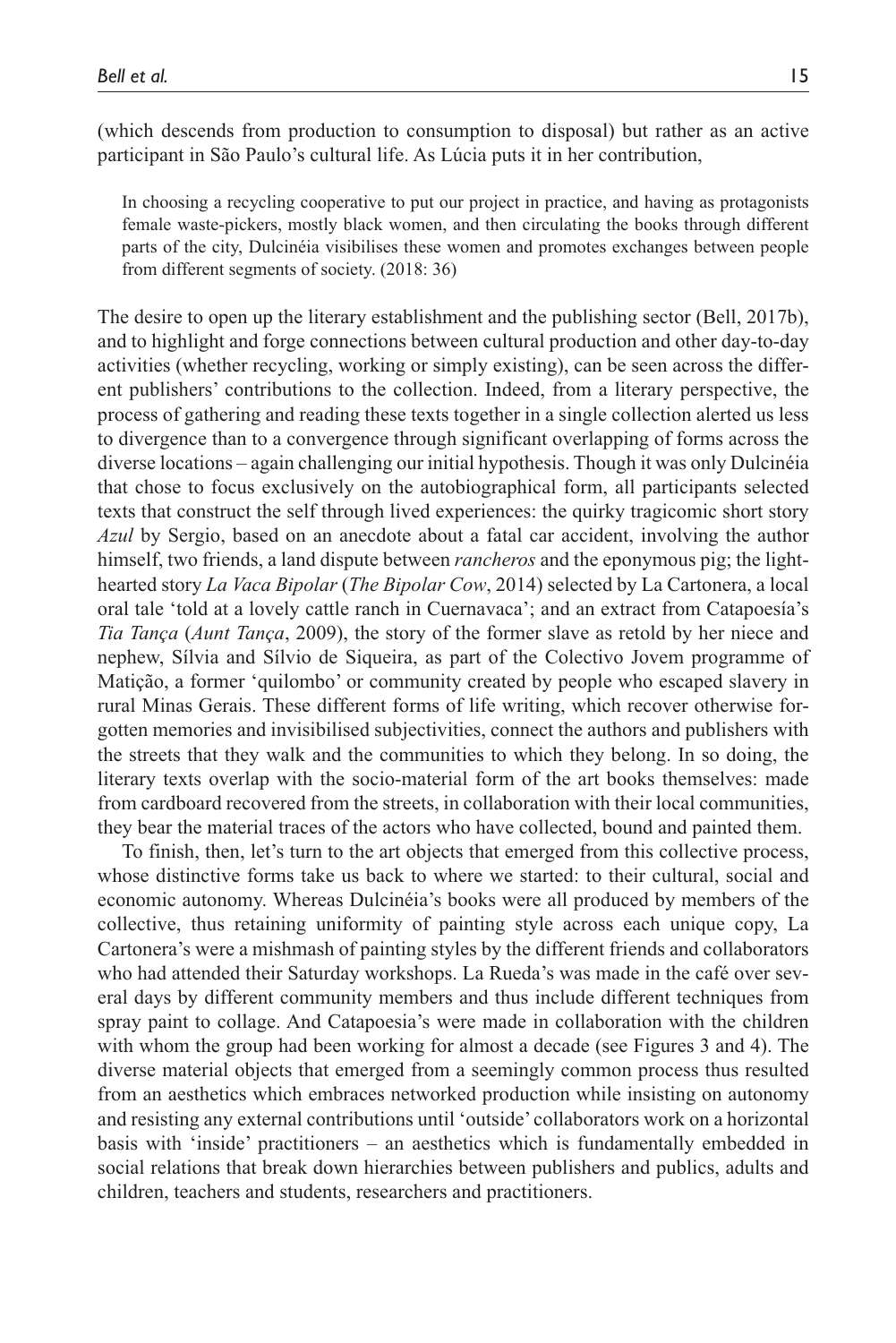(which descends from production to consumption to disposal) but rather as an active participant in São Paulo's cultural life. As Lúcia puts it in her contribution,

> In choosing a recycling cooperative to put our project in practice, and having as protagonists female waste-pickers, mostly black women, and then circulating the books through different parts of the city, Dulcinéia visibilises these women and promotes exchanges between people from different segments of society. (2018: 36)

The desire to open up the literary establishment and the publishing sector (Bell, 2017b), and to highlight and forge connections between cultural production and other day-to-day activities (whether recycling, working or simply existing), can be seen across the different publishers' contributions to the collection. Indeed, from a literary perspective, the process of gathering and reading these texts together in a single collection alerted us less to divergence than to a convergence through significant overlapping of forms across the diverse locations – again challenging our initial hypothesis. Though it was only Dulcinéia that chose to focus exclusively on the autobiographical form, all participants selected texts that construct the self through lived experiences: the quirky tragicomic short story *Azul* by Sergio, based on an anecdote about a fatal car accident, involving the author himself, two friends, a land dispute between *rancheros* and the eponymous pig; the light-hearted story *La Vaca Bipolar* (*The Bipolar Cow*, 2014) selected by La Cartonera, a local oral tale 'told at a lovely cattle ranch in Cuernavaca'; and an extract from Catapoesía's *Tia Tança* (*Aunt Tança*, 2009), the story of the former slave as retold by her niece and nephew, Sílvia and Sílvio de Siqueira, as part of the Colectivo Jovem programme of Matição, a former 'quilombo' or community created by people who escaped slavery in rural Minas Gerais. These different forms of life writing, which recover otherwise forgotten memories and invisibilised subjectivities, connect the authors and publishers with the streets that they walk and the communities to which they belong. In so doing, the literary texts overlap with the socio-material form of the art books themselves: made from cardboard recovered from the streets, in collaboration with their local communities, they bear the material traces of the actors who have collected, bound and painted them.

To finish, then, let's turn to the art objects that emerged from this collective process, whose distinctive forms take us back to where we started: to their cultural, social and economic autonomy. Whereas Dulcinéia's books were all produced by members of the collective, thus retaining uniformity of painting style across each unique copy, La Cartonera's were a mishmash of painting styles by the different friends and collaborators who had attended their Saturday workshops. La Rueda's was made in the café over several days by different community members and thus include different techniques from spray paint to collage. And Catapoesia's were made in collaboration with the children with whom the group had been working for almost a decade (see Figures 3 and 4). The diverse material objects that emerged from a seemingly common process thus resulted from an aesthetics which embraces networked production while insisting on autonomy and resisting any external contributions until 'outside' collaborators work on a horizontal basis with 'inside' practitioners – an aesthetics which is fundamentally embedded in social relations that break down hierarchies between publishers and publics, adults and children, teachers and students, researchers and practitioners.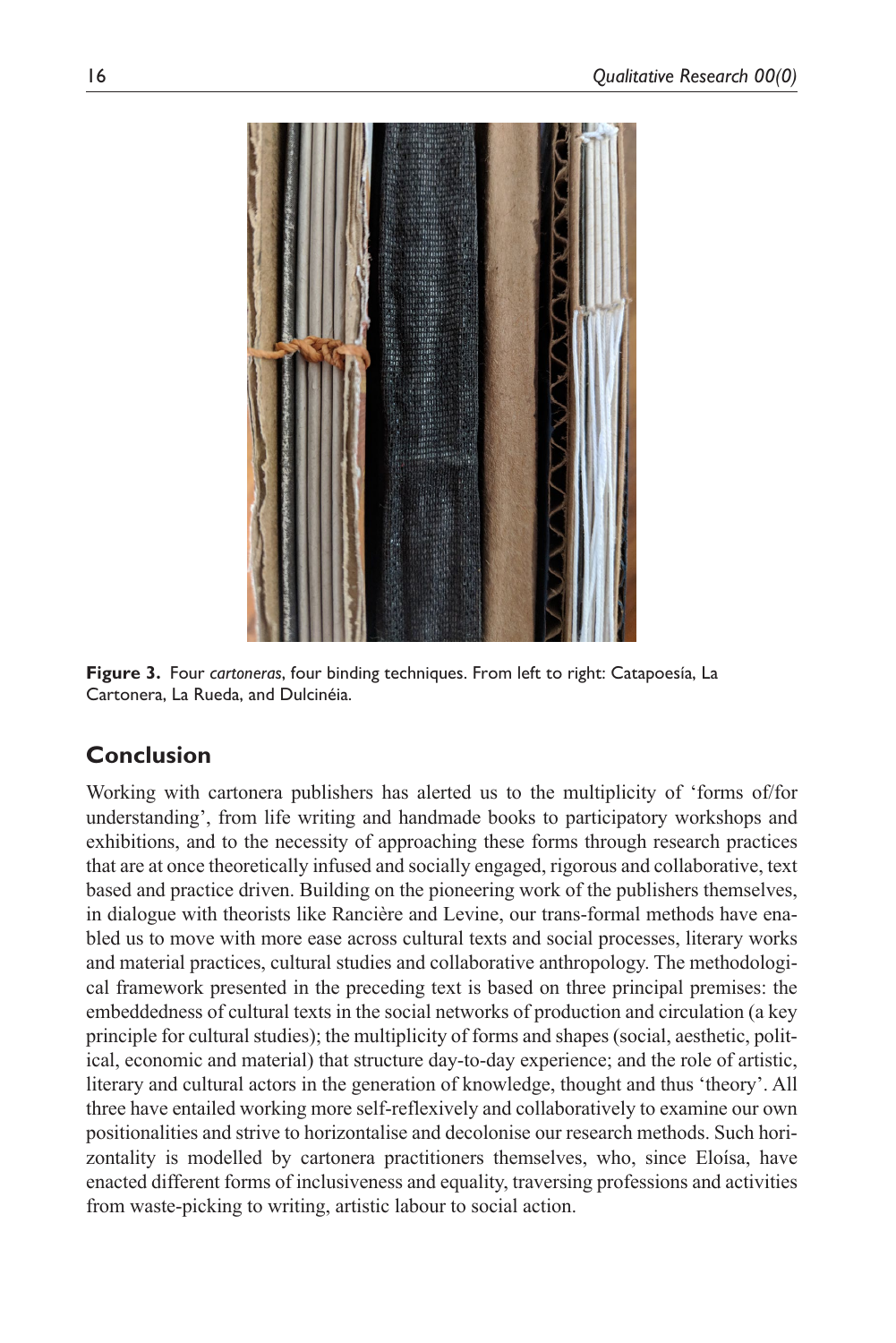**Figure 3.** Four *cartoneras*, four binding techniques. From left to right: Catapoesía, La Cartonera, La Rueda, and Dulcinéia.

## Conclusion

Working with cartonera publishers has alerted us to the multiplicity of 'forms of/for understanding', from life writing and handmade books to participatory workshops and exhibitions, and to the necessity of approaching these forms through research practices that are at once theoretically infused and socially engaged, rigorous and collaborative, text based and practice driven. Building on the pioneering work of the publishers themselves, in dialogue with theorists like Rancière and Levine, our trans-formal methods have enabled us to move with more ease across cultural texts and social processes, literary works and material practices, cultural studies and collaborative anthropology. The methodological framework presented in the preceding text is based on three principal premises: the embeddedness of cultural texts in the social networks of production and circulation (a key principle for cultural studies); the multiplicity of forms and shapes (social, aesthetic, political, economic and material) that structure day-to-day experience; and the role of artistic, literary and cultural actors in the generation of knowledge, thought and thus 'theory'. All three have entailed working more self-reflexively and collaboratively to examine our own positionalities and strive to horizontalise and decolonise our research methods. Such horizontality is modelled by cartonera practitioners themselves, who, since Eloísa, have enacted different forms of inclusiveness and equality, traversing professions and activities from waste-picking to writing, artistic labour to social action.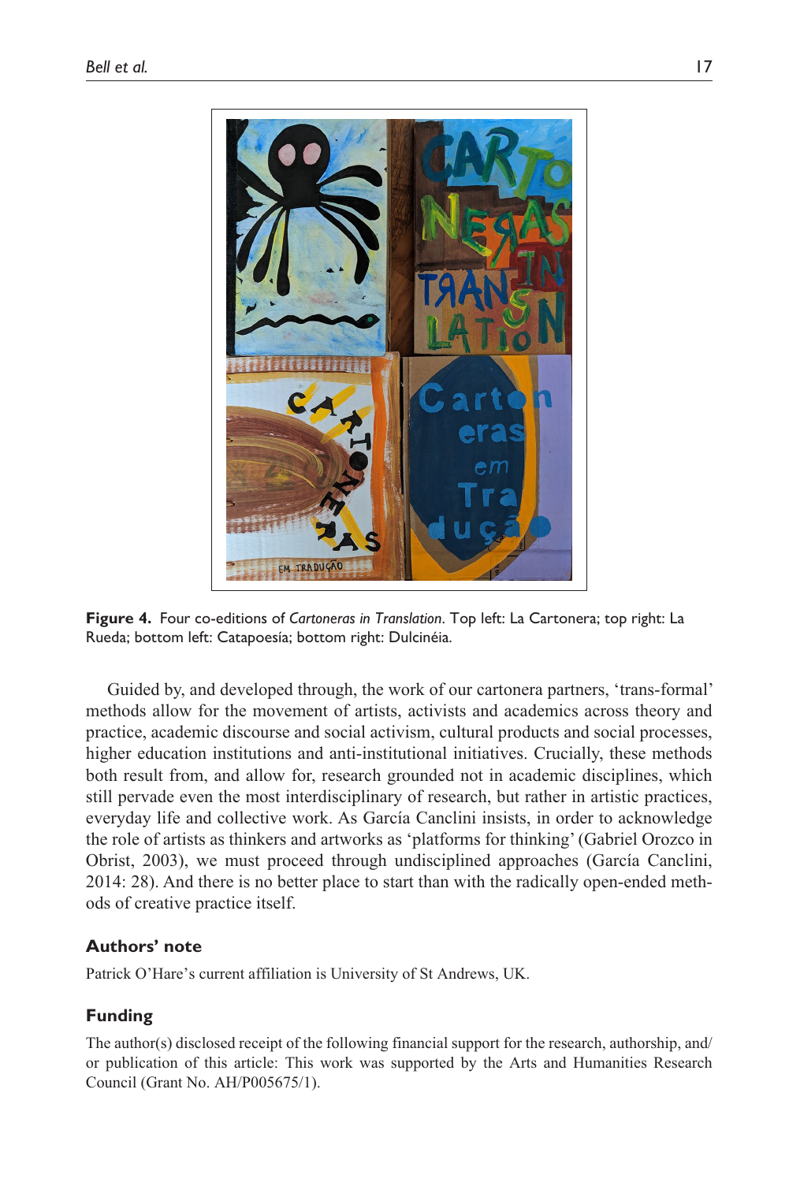**Figure 4.** Four co-editions of *Cartoneras in Translation*. Top left: La Cartonera; top right: La Rueda; bottom left: Catapoesía; bottom right: Dulcinéia.

Guided by, and developed through, the work of our cartonera partners, 'trans-formal' methods allow for the movement of artists, activists and academics across theory and practice, academic discourse and social activism, cultural products and social processes, higher education institutions and anti-institutional initiatives. Crucially, these methods both result from, and allow for, research grounded not in academic disciplines, which still pervade even the most interdisciplinary of research, but rather in artistic practices, everyday life and collective work. As García Canclini insists, in order to acknowledge the role of artists as thinkers and artworks as 'platforms for thinking' (Gabriel Orozco in Obrist, 2003), we must proceed through undisciplined approaches (García Canclini, 2014: 28). And there is no better place to start than with the radically open-ended methods of creative practice itself.

## Authors' note

Patrick O'Hare's current affiliation is University of St Andrews, UK.

## Funding

The author(s) disclosed receipt of the following financial support for the research, authorship, and/or publication of this article: This work was supported by the Arts and Humanities Research Council (Grant No. AH/P005675/1).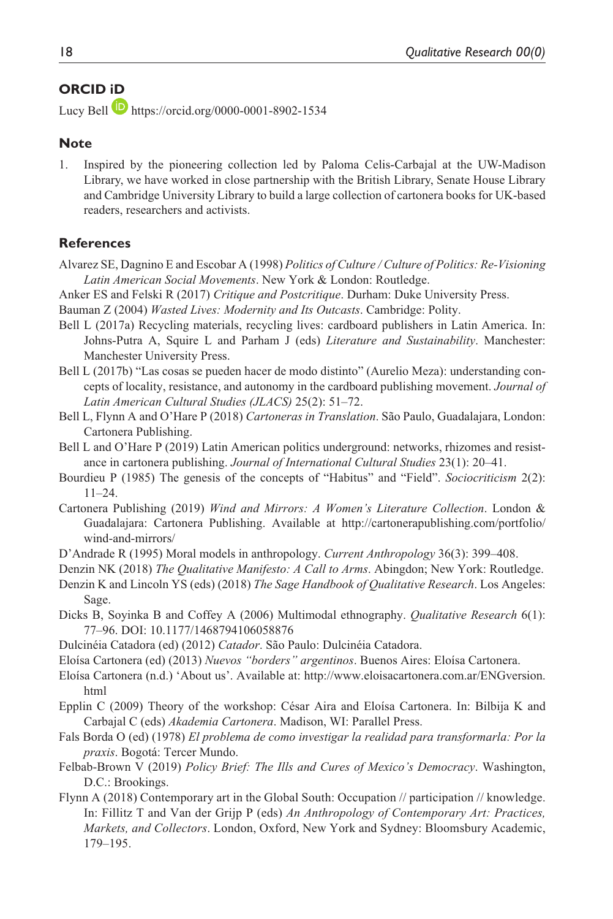## ORCID iD

Lucy Bell https://orcid.org/0000-0001-8902-1534

## Note

1. Inspired by the pioneering collection led by Paloma Celis-Carbajal at the UW-Madison Library, we have worked in close partnership with the British Library, Senate House Library and Cambridge University Library to build a large collection of cartonera books for UK-based readers, researchers and activists.

## References

Alvarez SE, Dagnino E and Escobar A (1998) *Politics of Culture / Culture of Politics: Re-Visioning Latin American Social Movements*. New York & London: Routledge.

Anker ES and Felski R (2017) *Critique and Postcritique*. Durham: Duke University Press.

Bauman Z (2004) *Wasted Lives: Modernity and Its Outcasts*. Cambridge: Polity.

Bell L (2017a) Recycling materials, recycling lives: cardboard publishers in Latin America. In: Johns-Putra A, Squire L and Parham J (eds) *Literature and Sustainability*. Manchester: Manchester University Press.

Bell L (2017b) "Las cosas se pueden hacer de modo distinto" (Aurelio Meza): understanding concepts of locality, resistance, and autonomy in the cardboard publishing movement. *Journal of Latin American Cultural Studies (JLACS)* 25(2): 51–72.

Bell L, Flynn A and O'Hare P (2018) *Cartoneras in Translation*. São Paulo, Guadalajara, London: Cartonera Publishing.

Bell L and O'Hare P (2019) Latin American politics underground: networks, rhizomes and resistance in cartonera publishing. *Journal of International Cultural Studies* 23(1): 20–41.

Bourdieu P (1985) The genesis of the concepts of "Habitus" and "Field". *Sociocriticism* 2(2): 11–24.

Cartonera Publishing (2019) *Wind and Mirrors: A Women's Literature Collection*. London & Guadalajara: Cartonera Publishing. Available at http://cartonerapublishing.com/portfolio/wind-and-mirrors/

D'Andrade R (1995) Moral models in anthropology. *Current Anthropology* 36(3): 399–408.

Denzin NK (2018) *The Qualitative Manifesto: A Call to Arms*. Abingdon; New York: Routledge.

Denzin K and Lincoln YS (eds) (2018) *The Sage Handbook of Qualitative Research*. Los Angeles: Sage.

Dicks B, Soyinka B and Coffey A (2006) Multimodal ethnography. *Qualitative Research* 6(1): 77–96. DOI: 10.1177/1468794106058876

Dulcinéia Catadora (ed) (2012) *Catador*. São Paulo: Dulcinéia Catadora.

Eloísa Cartonera (ed) (2013) *Nuevos "borders" argentinos*. Buenos Aires: Eloísa Cartonera.

Eloísa Cartonera (n.d.) 'About us'. Available at: http://www.eloisacartonera.com.ar/ENGversion.html

Epplin C (2009) Theory of the workshop: César Aira and Eloísa Cartonera. In: Bilbija K and Carbajal C (eds) *Akademia Cartonera*. Madison, WI: Parallel Press.

Fals Borda O (ed) (1978) *El problema de como investigar la realidad para transformarla: Por la praxis*. Bogotá: Tercer Mundo.

Felbab-Brown V (2019) *Policy Brief: The Ills and Cures of Mexico's Democracy*. Washington, D.C.: Brookings.

Flynn A (2018) Contemporary art in the Global South: Occupation // participation // knowledge. In: Fillitz T and Van der Grijp P (eds) *An Anthropology of Contemporary Art: Practices, Markets, and Collectors*. London, Oxford, New York and Sydney: Bloomsbury Academic, 179–195.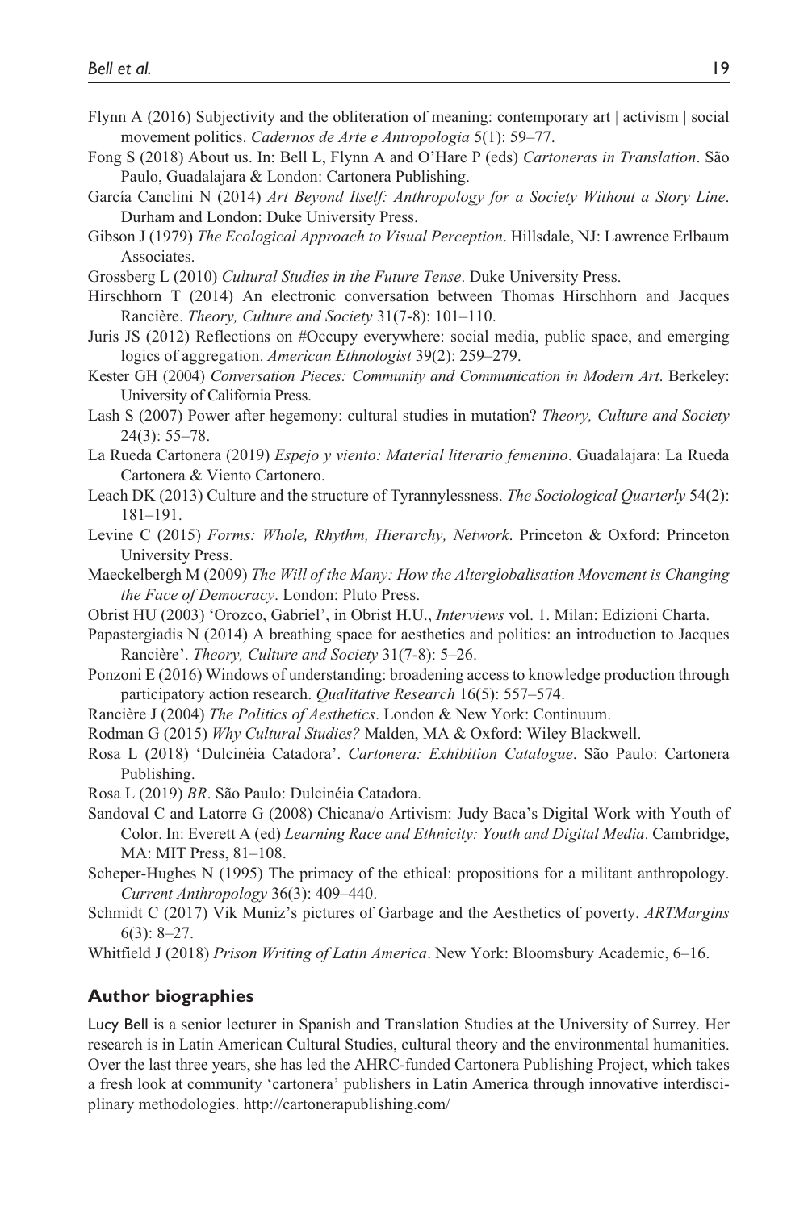Flynn A (2016) Subjectivity and the obliteration of meaning: contemporary art | activism | social movement politics. *Cadernos de Arte e Antropologia* 5(1): 59–77.

Fong S (2018) About us. In: Bell L, Flynn A and O'Hare P (eds) *Cartoneras in Translation*. São Paulo, Guadalajara & London: Cartonera Publishing.

García Canclini N (2014) *Art Beyond Itself: Anthropology for a Society Without a Story Line*. Durham and London: Duke University Press.

Gibson J (1979) *The Ecological Approach to Visual Perception*. Hillsdale, NJ: Lawrence Erlbaum Associates.

Grossberg L (2010) *Cultural Studies in the Future Tense*. Duke University Press.

Hirschhorn T (2014) An electronic conversation between Thomas Hirschhorn and Jacques Rancière. *Theory, Culture and Society* 31(7-8): 101–110.

Juris JS (2012) Reflections on #Occupy everywhere: social media, public space, and emerging logics of aggregation. *American Ethnologist* 39(2): 259–279.

Kester GH (2004) *Conversation Pieces: Community and Communication in Modern Art*. Berkeley: University of California Press.

Lash S (2007) Power after hegemony: cultural studies in mutation? *Theory, Culture and Society* 24(3): 55–78.

La Rueda Cartonera (2019) *Espejo y viento: Material literario femenino*. Guadalajara: La Rueda Cartonera & Viento Cartonero.

Leach DK (2013) Culture and the structure of Tyrannylessness. *The Sociological Quarterly* 54(2): 181–191.

Levine C (2015) *Forms: Whole, Rhythm, Hierarchy, Network*. Princeton & Oxford: Princeton University Press.

Maeckelbergh M (2009) *The Will of the Many: How the Alterglobalisation Movement is Changing the Face of Democracy*. London: Pluto Press.

Obrist HU (2003) 'Orozco, Gabriel', in Obrist H.U., *Interviews* vol. 1. Milan: Edizioni Charta.

Papastergiadis N (2014) A breathing space for aesthetics and politics: an introduction to Jacques Rancière'. *Theory, Culture and Society* 31(7-8): 5–26.

Ponzoni E (2016) Windows of understanding: broadening access to knowledge production through participatory action research. *Qualitative Research* 16(5): 557–574.

Rancière J (2004) *The Politics of Aesthetics*. London & New York: Continuum.

Rodman G (2015) *Why Cultural Studies?* Malden, MA & Oxford: Wiley Blackwell.

Rosa L (2018) 'Dulcinéia Catadora'. *Cartonera: Exhibition Catalogue*. São Paulo: Cartonera Publishing.

Rosa L (2019) *BR*. São Paulo: Dulcinéia Catadora.

Sandoval C and Latorre G (2008) Chicana/o Artivism: Judy Baca's Digital Work with Youth of Color. In: Everett A (ed) *Learning Race and Ethnicity: Youth and Digital Media*. Cambridge, MA: MIT Press, 81–108.

Scheper-Hughes N (1995) The primacy of the ethical: propositions for a militant anthropology. *Current Anthropology* 36(3): 409–440.

Schmidt C (2017) Vik Muniz's pictures of Garbage and the Aesthetics of poverty. *ARTMargins* 6(3): 8–27.

Whitfield J (2018) *Prison Writing of Latin America*. New York: Bloomsbury Academic, 6–16.

## Author biographies

Lucy Bell is a senior lecturer in Spanish and Translation Studies at the University of Surrey. Her research is in Latin American Cultural Studies, cultural theory and the environmental humanities. Over the last three years, she has led the AHRC-funded Cartonera Publishing Project, which takes a fresh look at community 'cartonera' publishers in Latin America through innovative interdisciplinary methodologies. http://cartonerapublishing.com/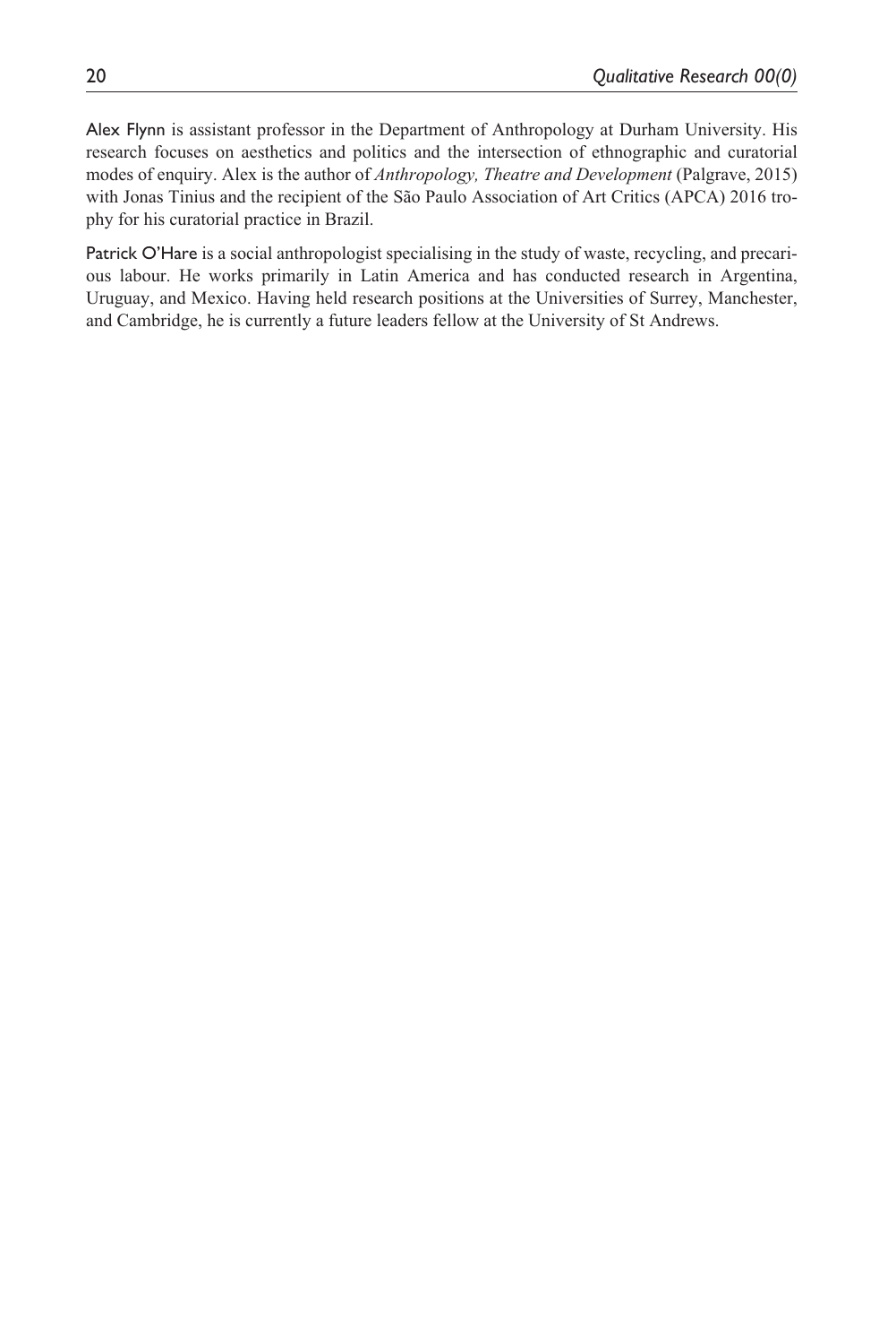**Alex Flynn** is assistant professor in the Department of Anthropology at Durham University. His research focuses on aesthetics and politics and the intersection of ethnographic and curatorial modes of enquiry. Alex is the author of *Anthropology, Theatre and Development* (Palgrave, 2015) with Jonas Tinius and the recipient of the São Paulo Association of Art Critics (APCA) 2016 trophy for his curatorial practice in Brazil.

**Patrick O'Hare** is a social anthropologist specialising in the study of waste, recycling, and precarious labour. He works primarily in Latin America and has conducted research in Argentina, Uruguay, and Mexico. Having held research positions at the Universities of Surrey, Manchester, and Cambridge, he is currently a future leaders fellow at the University of St Andrews.